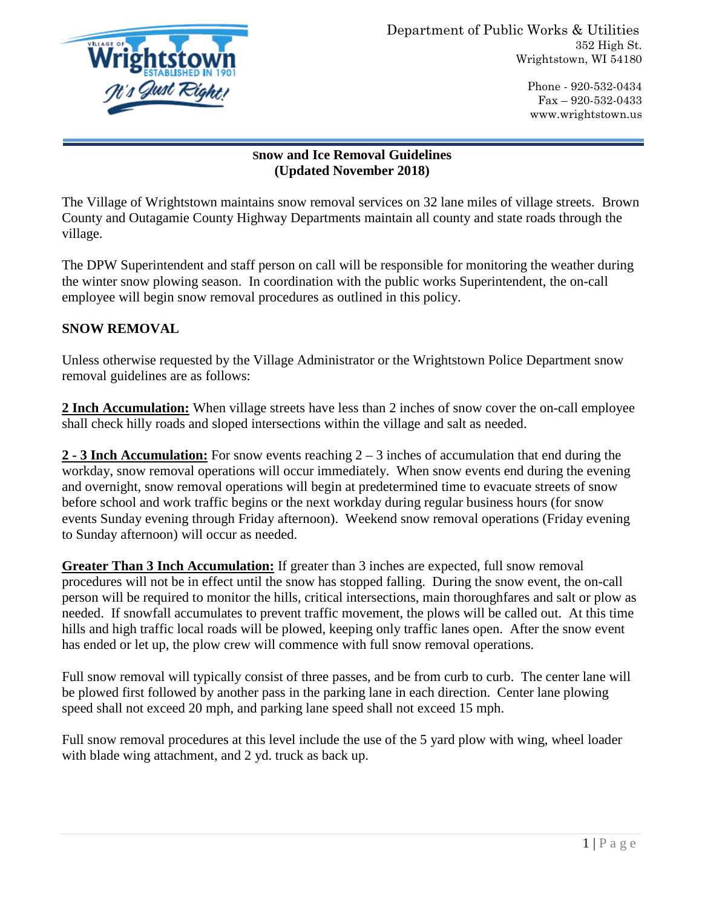Department of Public Works & Utilities
352 High St.
Wrightstown, WI 54180

Phone - 920-532-0434
Fax – 920-532-0433
www.wrightstown.us

**Snow and Ice Removal Guidelines**
**(Updated November 2018)**

The Village of Wrightstown maintains snow removal services on 32 lane miles of village streets. Brown County and Outagamie County Highway Departments maintain all county and state roads through the village.

The DPW Superintendent and staff person on call will be responsible for monitoring the weather during the winter snow plowing season. In coordination with the public works Superintendent, the on-call employee will begin snow removal procedures as outlined in this policy.

## SNOW REMOVAL

Unless otherwise requested by the Village Administrator or the Wrightstown Police Department snow removal guidelines are as follows:

**2 Inch Accumulation:** When village streets have less than 2 inches of snow cover the on-call employee shall check hilly roads and sloped intersections within the village and salt as needed.

**2 - 3 Inch Accumulation:** For snow events reaching 2 – 3 inches of accumulation that end during the workday, snow removal operations will occur immediately. When snow events end during the evening and overnight, snow removal operations will begin at predetermined time to evacuate streets of snow before school and work traffic begins or the next workday during regular business hours (for snow events Sunday evening through Friday afternoon). Weekend snow removal operations (Friday evening to Sunday afternoon) will occur as needed.

**Greater Than 3 Inch Accumulation:** If greater than 3 inches are expected, full snow removal procedures will not be in effect until the snow has stopped falling. During the snow event, the on-call person will be required to monitor the hills, critical intersections, main thoroughfares and salt or plow as needed. If snowfall accumulates to prevent traffic movement, the plows will be called out. At this time hills and high traffic local roads will be plowed, keeping only traffic lanes open. After the snow event has ended or let up, the plow crew will commence with full snow removal operations.

Full snow removal will typically consist of three passes, and be from curb to curb. The center lane will be plowed first followed by another pass in the parking lane in each direction. Center lane plowing speed shall not exceed 20 mph, and parking lane speed shall not exceed 15 mph.

Full snow removal procedures at this level include the use of the 5 yard plow with wing, wheel loader with blade wing attachment, and 2 yd. truck as back up.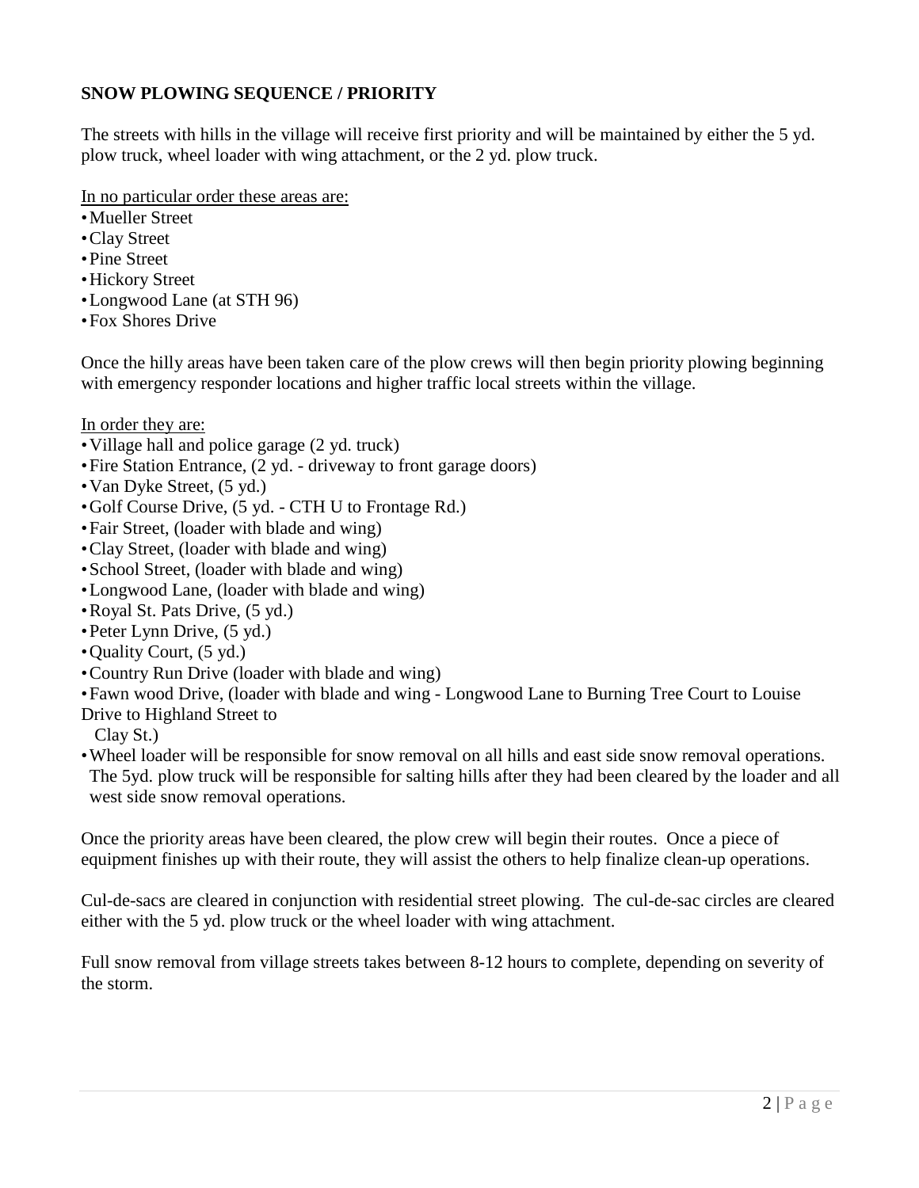**SNOW PLOWING SEQUENCE / PRIORITY**

The streets with hills in the village will receive first priority and will be maintained by either the 5 yd. plow truck, wheel loader with wing attachment, or the 2 yd. plow truck.

In no particular order these areas are:

- Mueller Street
- Clay Street
- Pine Street
- Hickory Street
- Longwood Lane (at STH 96)
- Fox Shores Drive

Once the hilly areas have been taken care of the plow crews will then begin priority plowing beginning with emergency responder locations and higher traffic local streets within the village.

In order they are:

- Village hall and police garage (2 yd. truck)
- Fire Station Entrance, (2 yd. - driveway to front garage doors)
- Van Dyke Street, (5 yd.)
- Golf Course Drive, (5 yd. - CTH U to Frontage Rd.)
- Fair Street, (loader with blade and wing)
- Clay Street, (loader with blade and wing)
- School Street, (loader with blade and wing)
- Longwood Lane, (loader with blade and wing)
- Royal St. Pats Drive, (5 yd.)
- Peter Lynn Drive, (5 yd.)
- Quality Court, (5 yd.)
- Country Run Drive (loader with blade and wing)
- Fawn wood Drive, (loader with blade and wing - Longwood Lane to Burning Tree Court to Louise Drive to Highland Street to Clay St.)
- Wheel loader will be responsible for snow removal on all hills and east side snow removal operations. The 5yd. plow truck will be responsible for salting hills after they had been cleared by the loader and all west side snow removal operations.

Once the priority areas have been cleared, the plow crew will begin their routes. Once a piece of equipment finishes up with their route, they will assist the others to help finalize clean-up operations.

Cul-de-sacs are cleared in conjunction with residential street plowing. The cul-de-sac circles are cleared either with the 5 yd. plow truck or the wheel loader with wing attachment.

Full snow removal from village streets takes between 8-12 hours to complete, depending on severity of the storm.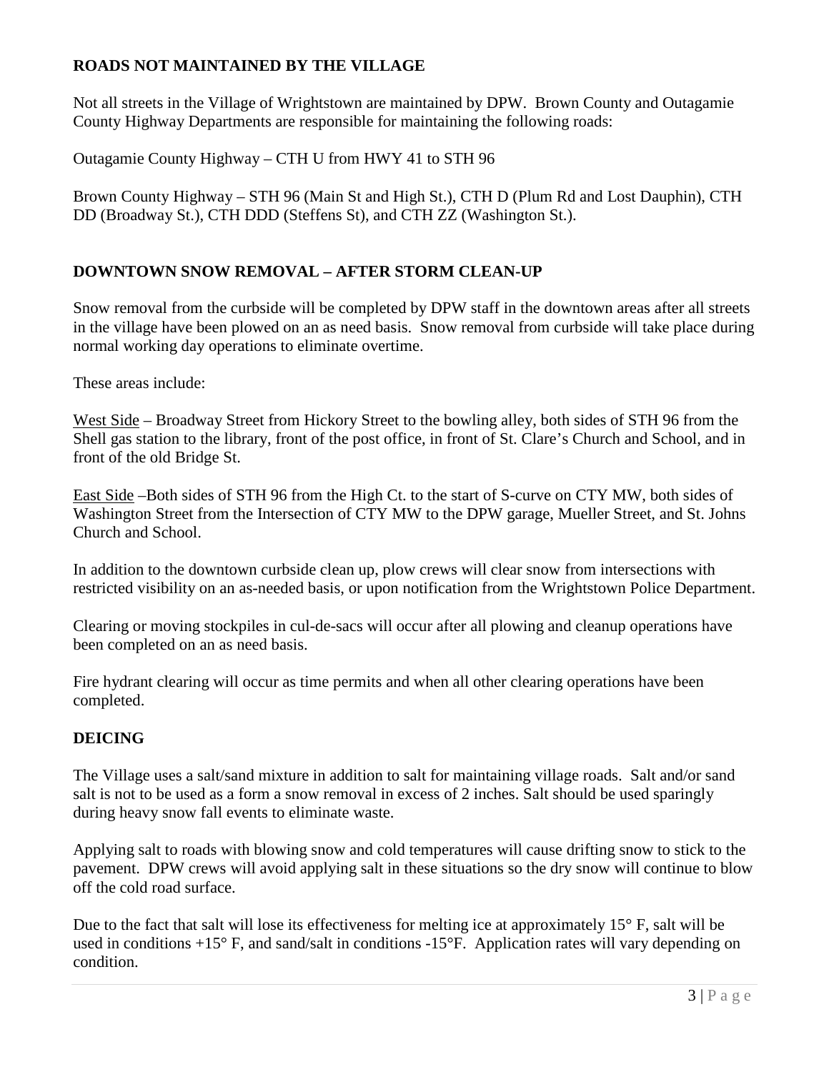## ROADS NOT MAINTAINED BY THE VILLAGE

Not all streets in the Village of Wrightstown are maintained by DPW. Brown County and Outagamie County Highway Departments are responsible for maintaining the following roads:

Outagamie County Highway – CTH U from HWY 41 to STH 96

Brown County Highway – STH 96 (Main St and High St.), CTH D (Plum Rd and Lost Dauphin), CTH DD (Broadway St.), CTH DDD (Steffens St), and CTH ZZ (Washington St.).

## DOWNTOWN SNOW REMOVAL – AFTER STORM CLEAN-UP

Snow removal from the curbside will be completed by DPW staff in the downtown areas after all streets in the village have been plowed on an as need basis. Snow removal from curbside will take place during normal working day operations to eliminate overtime.

These areas include:

West Side – Broadway Street from Hickory Street to the bowling alley, both sides of STH 96 from the Shell gas station to the library, front of the post office, in front of St. Clare's Church and School, and in front of the old Bridge St.

East Side –Both sides of STH 96 from the High Ct. to the start of S-curve on CTY MW, both sides of Washington Street from the Intersection of CTY MW to the DPW garage, Mueller Street, and St. Johns Church and School.

In addition to the downtown curbside clean up, plow crews will clear snow from intersections with restricted visibility on an as-needed basis, or upon notification from the Wrightstown Police Department.

Clearing or moving stockpiles in cul-de-sacs will occur after all plowing and cleanup operations have been completed on an as need basis.

Fire hydrant clearing will occur as time permits and when all other clearing operations have been completed.

## DEICING

The Village uses a salt/sand mixture in addition to salt for maintaining village roads. Salt and/or sand salt is not to be used as a form a snow removal in excess of 2 inches. Salt should be used sparingly during heavy snow fall events to eliminate waste.

Applying salt to roads with blowing snow and cold temperatures will cause drifting snow to stick to the pavement. DPW crews will avoid applying salt in these situations so the dry snow will continue to blow off the cold road surface.

Due to the fact that salt will lose its effectiveness for melting ice at approximately 15° F, salt will be used in conditions +15° F, and sand/salt in conditions -15°F. Application rates will vary depending on condition.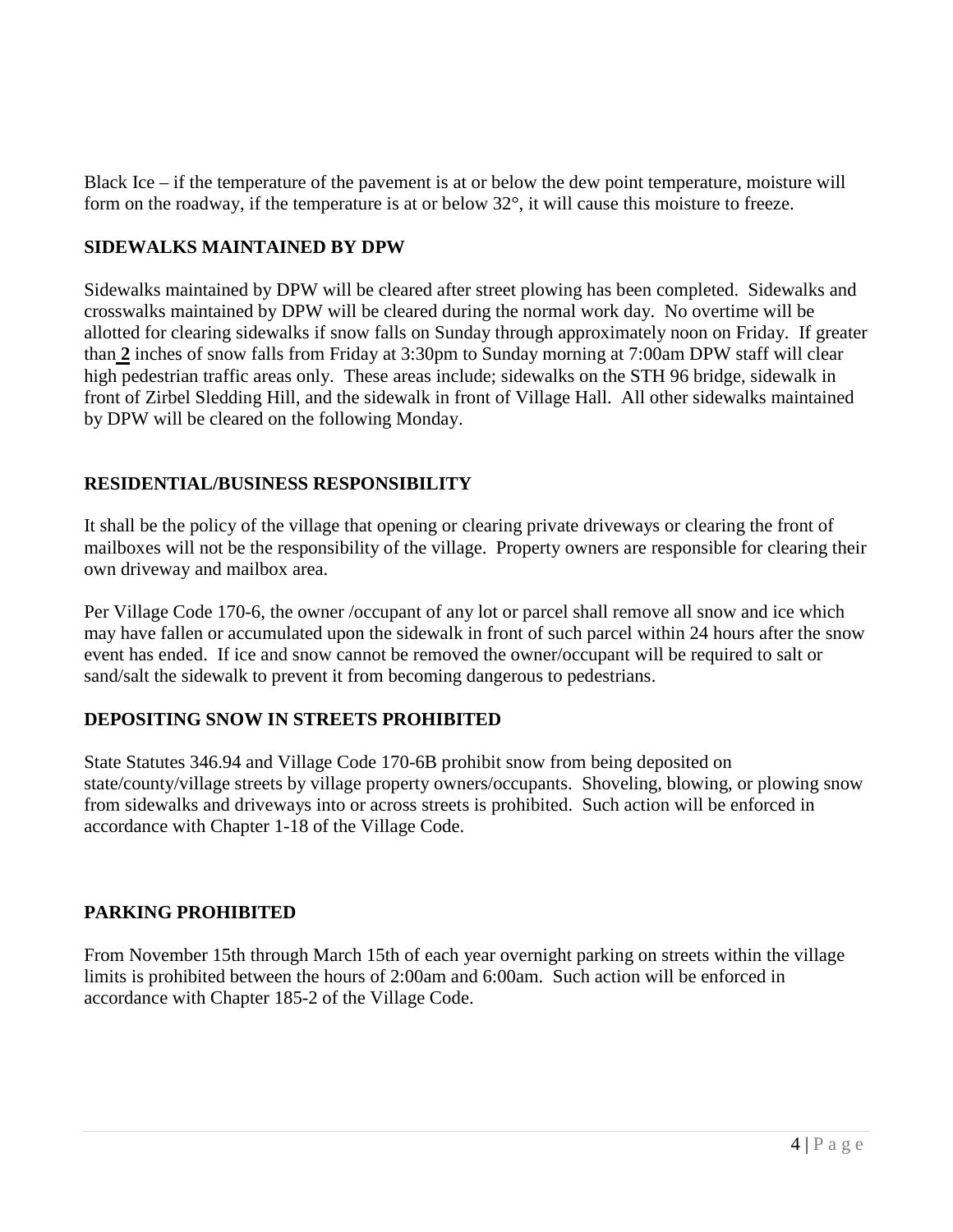Black Ice – if the temperature of the pavement is at or below the dew point temperature, moisture will form on the roadway, if the temperature is at or below 32°, it will cause this moisture to freeze.

## SIDEWALKS MAINTAINED BY DPW

Sidewalks maintained by DPW will be cleared after street plowing has been completed. Sidewalks and crosswalks maintained by DPW will be cleared during the normal work day. No overtime will be allotted for clearing sidewalks if snow falls on Sunday through approximately noon on Friday. If greater than **2** inches of snow falls from Friday at 3:30pm to Sunday morning at 7:00am DPW staff will clear high pedestrian traffic areas only. These areas include; sidewalks on the STH 96 bridge, sidewalk in front of Zirbel Sledding Hill, and the sidewalk in front of Village Hall. All other sidewalks maintained by DPW will be cleared on the following Monday.

## RESIDENTIAL/BUSINESS RESPONSIBILITY

It shall be the policy of the village that opening or clearing private driveways or clearing the front of mailboxes will not be the responsibility of the village. Property owners are responsible for clearing their own driveway and mailbox area.

Per Village Code 170-6, the owner /occupant of any lot or parcel shall remove all snow and ice which may have fallen or accumulated upon the sidewalk in front of such parcel within 24 hours after the snow event has ended. If ice and snow cannot be removed the owner/occupant will be required to salt or sand/salt the sidewalk to prevent it from becoming dangerous to pedestrians.

## DEPOSITING SNOW IN STREETS PROHIBITED

State Statutes 346.94 and Village Code 170-6B prohibit snow from being deposited on state/county/village streets by village property owners/occupants. Shoveling, blowing, or plowing snow from sidewalks and driveways into or across streets is prohibited. Such action will be enforced in accordance with Chapter 1-18 of the Village Code.

## PARKING PROHIBITED

From November 15th through March 15th of each year overnight parking on streets within the village limits is prohibited between the hours of 2:00am and 6:00am. Such action will be enforced in accordance with Chapter 185-2 of the Village Code.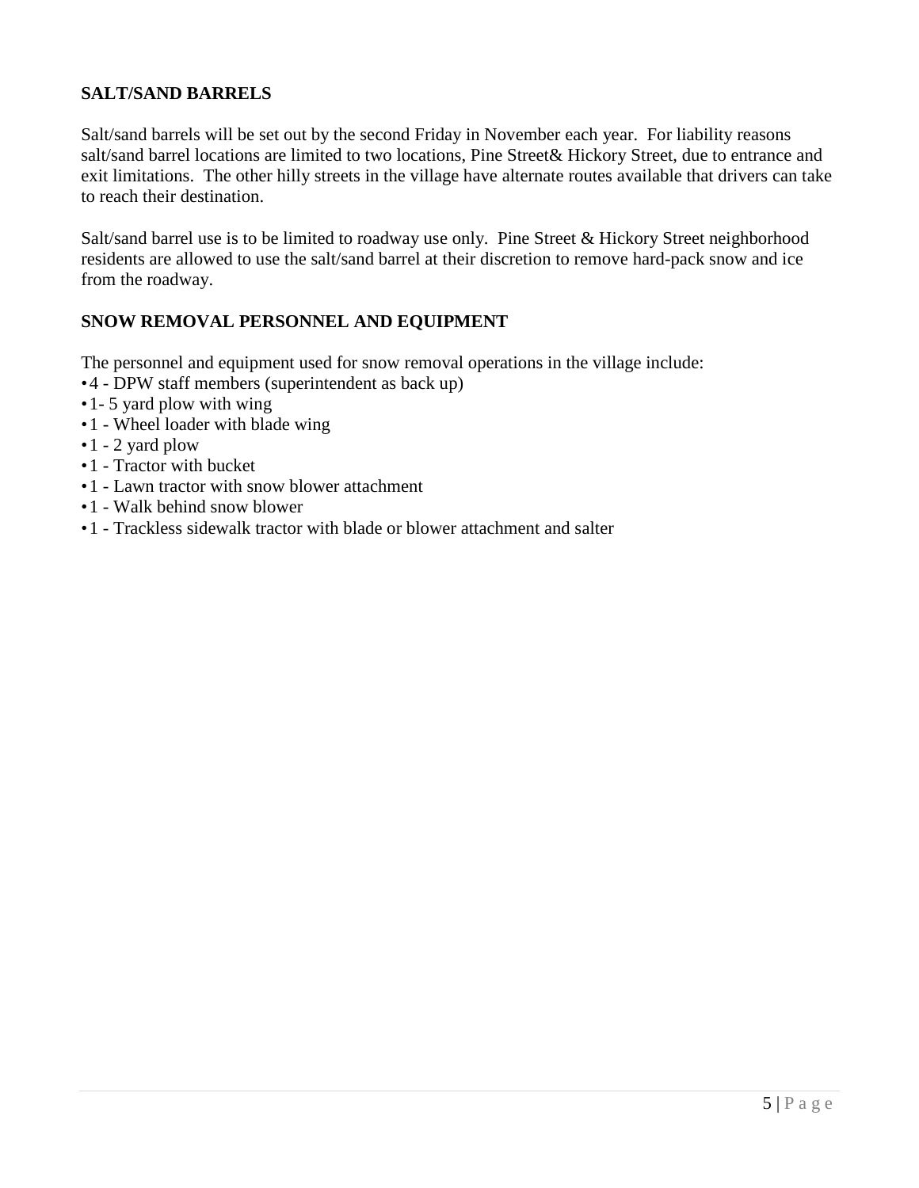## SALT/SAND BARRELS

Salt/sand barrels will be set out by the second Friday in November each year. For liability reasons salt/sand barrel locations are limited to two locations, Pine Street& Hickory Street, due to entrance and exit limitations. The other hilly streets in the village have alternate routes available that drivers can take to reach their destination.

Salt/sand barrel use is to be limited to roadway use only. Pine Street & Hickory Street neighborhood residents are allowed to use the salt/sand barrel at their discretion to remove hard-pack snow and ice from the roadway.

## SNOW REMOVAL PERSONNEL AND EQUIPMENT

The personnel and equipment used for snow removal operations in the village include:

- 4 - DPW staff members (superintendent as back up)
- 1- 5 yard plow with wing
- 1 - Wheel loader with blade wing
- 1 - 2 yard plow
- 1 - Tractor with bucket
- 1 - Lawn tractor with snow blower attachment
- 1 - Walk behind snow blower
- 1 - Trackless sidewalk tractor with blade or blower attachment and salter